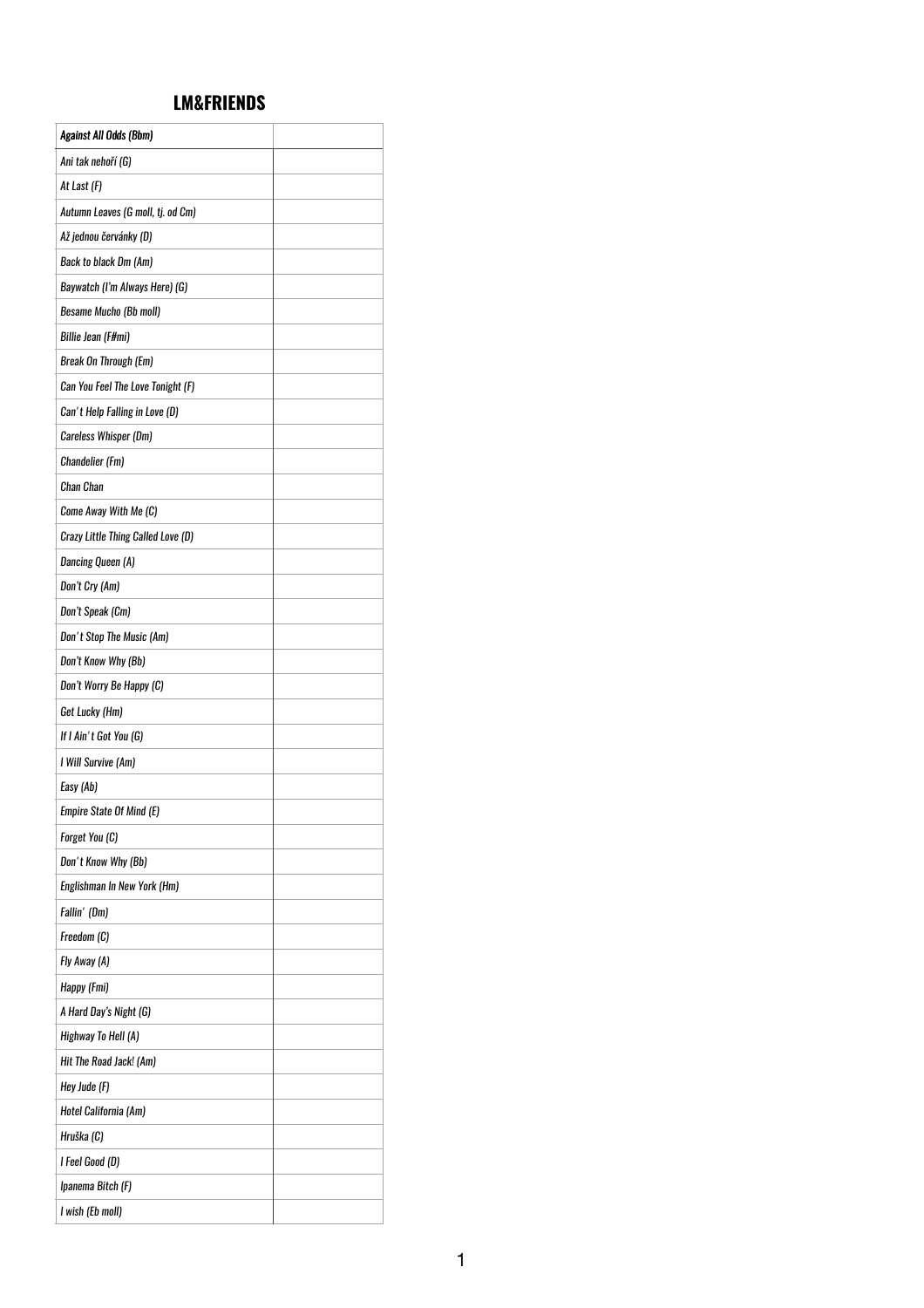# LM&FRIENDS

| *Against All Odds (Bbm)* | |
|---|---|
| *Ani tak nehoří (G)* | |
| *At Last (F)* | |
| *Autumn Leaves (G moll, tj. od Cm)* | |
| *Až jednou červánky (D)* | |
| *Back to black Dm (Am)* | |
| *Baywatch (I'm Always Here) (G)* | |
| *Besame Mucho (Bb moll)* | |
| *Billie Jean (F#mi)* | |
| *Break On Through (Em)* | |
| *Can You Feel The Love Tonight (F)* | |
| *Can't Help Falling in Love (D)* | |
| *Careless Whisper (Dm)* | |
| *Chandelier (Fm)* | |
| *Chan Chan* | |
| *Come Away With Me (C)* | |
| *Crazy Little Thing Called Love (D)* | |
| *Dancing Queen (A)* | |
| *Don't Cry (Am)* | |
| *Don't Speak (Cm)* | |
| *Don't Stop The Music (Am)* | |
| *Don't Know Why (Bb)* | |
| *Don't Worry Be Happy (C)* | |
| *Get Lucky (Hm)* | |
| *If I Ain't Got You (G)* | |
| *I Will Survive (Am)* | |
| *Easy (Ab)* | |
| *Empire State Of Mind (E)* | |
| *Forget You (C)* | |
| *Don't Know Why (Bb)* | |
| *Englishman In New York (Hm)* | |
| *Fallin' (Dm)* | |
| *Freedom (C)* | |
| *Fly Away (A)* | |
| *Happy (Fmi)* | |
| *A Hard Day's Night (G)* | |
| *Highway To Hell (A)* | |
| *Hit The Road Jack! (Am)* | |
| *Hey Jude (F)* | |
| *Hotel California (Am)* | |
| *Hruška (C)* | |
| *I Feel Good (D)* | |
| *Ipanema Bitch (F)* | |
| *I wish (Eb moll)* | |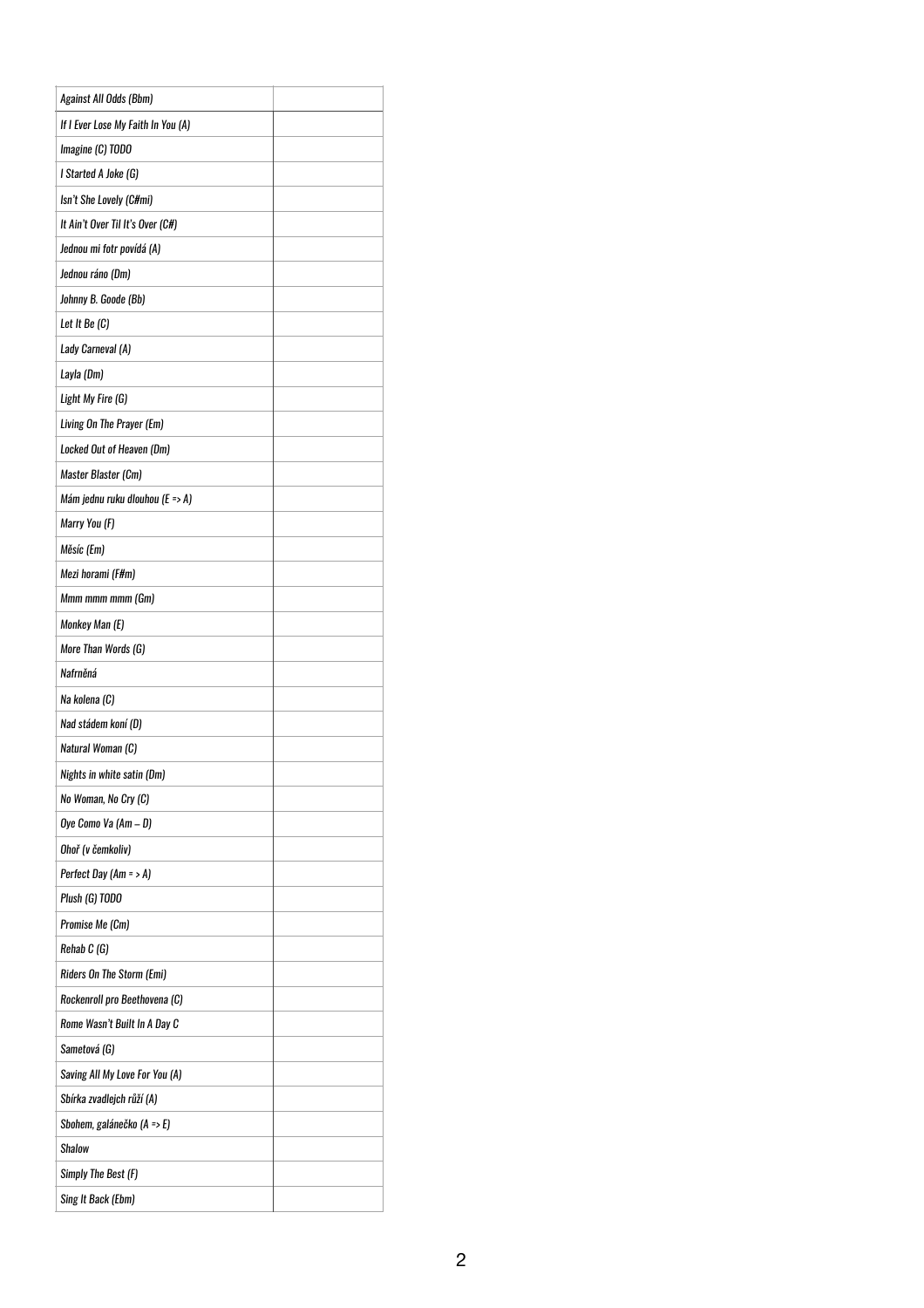| Against All Odds (Bbm) | |
|---|---|
| If I Ever Lose My Faith In You (A) | |
| Imagine (C) TODO | |
| I Started A Joke (G) | |
| Isn't She Lovely (C#mi) | |
| It Ain't Over Til It's Over (C#) | |
| Jednou mi fotr povídá (A) | |
| Jednou ráno (Dm) | |
| Johnny B. Goode (Bb) | |
| Let It Be (C) | |
| Lady Carneval (A) | |
| Layla (Dm) | |
| Light My Fire (G) | |
| Living On The Prayer (Em) | |
| Locked Out of Heaven (Dm) | |
| Master Blaster (Cm) | |
| Mám jednu ruku dlouhou (E => A) | |
| Marry You (F) | |
| Měsíc (Em) | |
| Mezi horami (F#m) | |
| Mmm mmm mmm (Gm) | |
| Monkey Man (E) | |
| More Than Words (G) | |
| Nafrněná | |
| Na kolena (C) | |
| Nad stádem koní (D) | |
| Natural Woman (C) | |
| Nights in white satin (Dm) | |
| No Woman, No Cry (C) | |
| Oye Como Va (Am – D) | |
| Oheň (v čemkoliv) | |
| Perfect Day (Am = > A) | |
| Plush (G) TODO | |
| Promise Me (Cm) | |
| Rehab C (G) | |
| Riders On The Storm (Emi) | |
| Rockenroll pro Beethovena (C) | |
| Rome Wasn't Built In A Day C | |
| Sametová (G) | |
| Saving All My Love For You (A) | |
| Sbírka zvadlejch růží (A) | |
| Sbohem, galánečko (A => E) | |
| Shalow | |
| Simply The Best (F) | |
| Sing It Back (Ebm) | |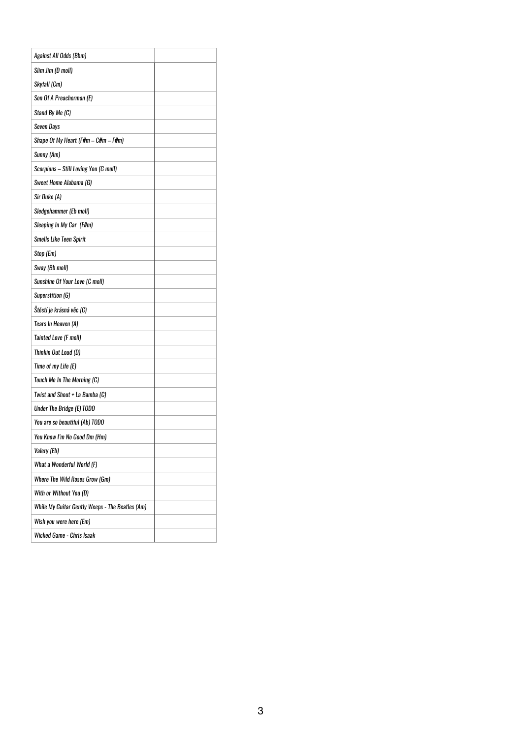| | |
|---|---|
| *Against All Odds (Bbm)* | |
| *Slim Jim (D moll)* | |
| *Skyfall (Cm)* | |
| *Son Of A Preacherman (E)* | |
| *Stand By Me (C)* | |
| *Seven Days* | |
| *Shape Of My Heart (F#m – C#m – F#m)* | |
| *Sunny (Am)* | |
| *Scorpions – Still Loving You (G moll)* | |
| *Sweet Home Alabama (G)* | |
| *Sir Duke (A)* | |
| *Sledgehammer (Eb moll)* | |
| *Sleeping In My Car (F#m)* | |
| *Smells Like Teen Spirit* | |
| *Stop (Em)* | |
| *Sway (Bb moll)* | |
| *Sunshine Of Your Love (C moll)* | |
| *Superstition (G)* | |
| *Štěstí je krásná věc (C)* | |
| *Tears In Heaven (A)* | |
| *Tainted Love (F moll)* | |
| *Thinkin Out Loud (D)* | |
| *Time of my Life (E)* | |
| *Touch Me In The Morning (C)* | |
| *Twist and Shout + La Bamba (C)* | |
| *Under The Bridge (E) TODO* | |
| *You are so beautiful (Ab) TODO* | |
| *You Know I'm No Good Dm (Hm)* | |
| *Valery (Eb)* | |
| *What a Wonderful World (F)* | |
| *Where The Wild Roses Grow (Gm)* | |
| *With or Without You (D)* | |
| *While My Guitar Gently Weeps - The Beatles (Am)* | |
| *Wish you were here (Em)* | |
| *Wicked Game - Chris Isaak* | |